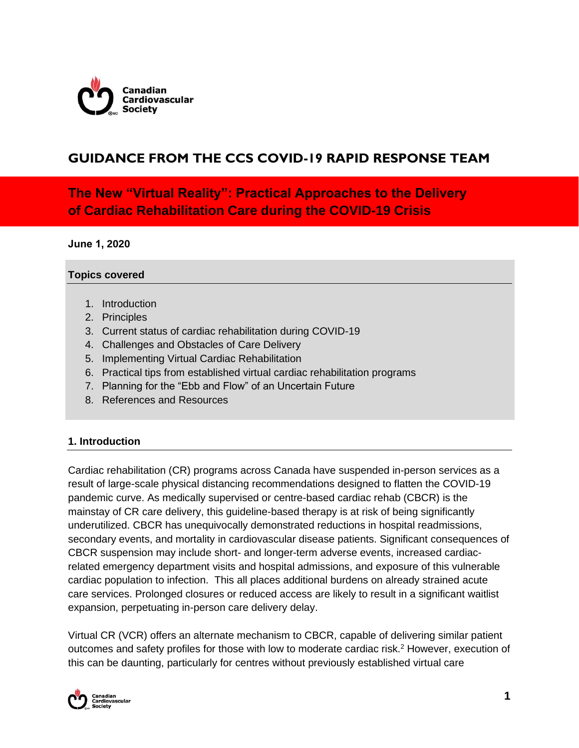# GUIDANCE FROM THE CCS COVID-19 RAPID RESPONSE TEAM

## The New "Virtual Reality": Practical Approaches to the Delivery of Cardiac Rehabilitation Care during the COVID-19 Crisis

**June 1, 2020**

**Topics covered**

1. Introduction
2. Principles
3. Current status of cardiac rehabilitation during COVID-19
4. Challenges and Obstacles of Care Delivery
5. Implementing Virtual Cardiac Rehabilitation
6. Practical tips from established virtual cardiac rehabilitation programs
7. Planning for the "Ebb and Flow" of an Uncertain Future
8. References and Resources

### 1. Introduction

Cardiac rehabilitation (CR) programs across Canada have suspended in-person services as a result of large-scale physical distancing recommendations designed to flatten the COVID-19 pandemic curve. As medically supervised or centre-based cardiac rehab (CBCR) is the mainstay of CR care delivery, this guideline-based therapy is at risk of being significantly underutilized. CBCR has unequivocally demonstrated reductions in hospital readmissions, secondary events, and mortality in cardiovascular disease patients. Significant consequences of CBCR suspension may include short- and longer-term adverse events, increased cardiac-related emergency department visits and hospital admissions, and exposure of this vulnerable cardiac population to infection. This all places additional burdens on already strained acute care services. Prolonged closures or reduced access are likely to result in a significant waitlist expansion, perpetuating in-person care delivery delay.

Virtual CR (VCR) offers an alternate mechanism to CBCR, capable of delivering similar patient outcomes and safety profiles for those with low to moderate cardiac risk.[2] However, execution of this can be daunting, particularly for centres without previously established virtual care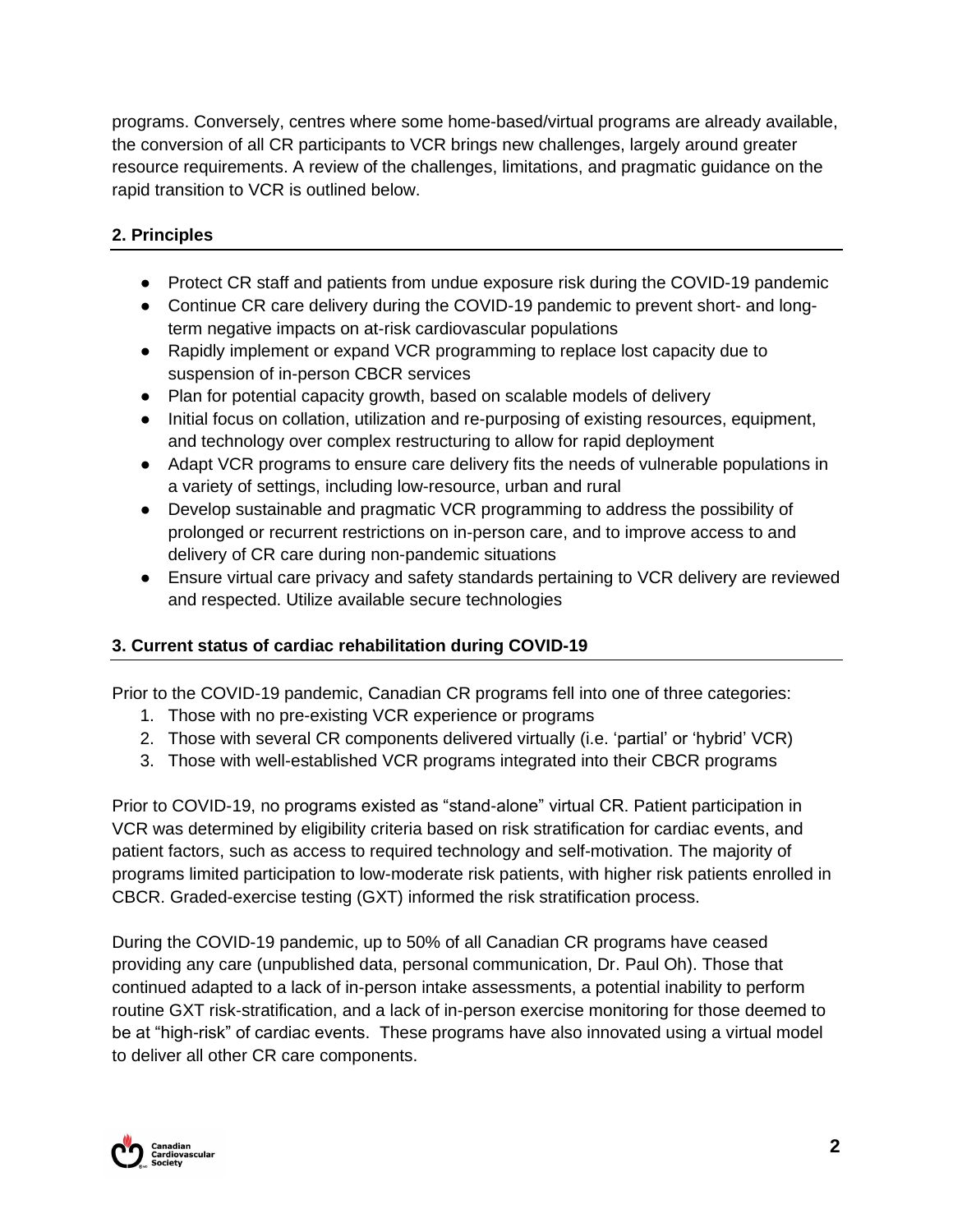programs. Conversely, centres where some home-based/virtual programs are already available, the conversion of all CR participants to VCR brings new challenges, largely around greater resource requirements. A review of the challenges, limitations, and pragmatic guidance on the rapid transition to VCR is outlined below.

## 2. Principles

- Protect CR staff and patients from undue exposure risk during the COVID-19 pandemic
- Continue CR care delivery during the COVID-19 pandemic to prevent short- and long-term negative impacts on at-risk cardiovascular populations
- Rapidly implement or expand VCR programming to replace lost capacity due to suspension of in-person CBCR services
- Plan for potential capacity growth, based on scalable models of delivery
- Initial focus on collation, utilization and re-purposing of existing resources, equipment, and technology over complex restructuring to allow for rapid deployment
- Adapt VCR programs to ensure care delivery fits the needs of vulnerable populations in a variety of settings, including low-resource, urban and rural
- Develop sustainable and pragmatic VCR programming to address the possibility of prolonged or recurrent restrictions on in-person care, and to improve access to and delivery of CR care during non-pandemic situations
- Ensure virtual care privacy and safety standards pertaining to VCR delivery are reviewed and respected. Utilize available secure technologies

## 3. Current status of cardiac rehabilitation during COVID-19

Prior to the COVID-19 pandemic, Canadian CR programs fell into one of three categories:

1. Those with no pre-existing VCR experience or programs
2. Those with several CR components delivered virtually (i.e. 'partial' or 'hybrid' VCR)
3. Those with well-established VCR programs integrated into their CBCR programs

Prior to COVID-19, no programs existed as "stand-alone" virtual CR. Patient participation in VCR was determined by eligibility criteria based on risk stratification for cardiac events, and patient factors, such as access to required technology and self-motivation. The majority of programs limited participation to low-moderate risk patients, with higher risk patients enrolled in CBCR. Graded-exercise testing (GXT) informed the risk stratification process.

During the COVID-19 pandemic, up to 50% of all Canadian CR programs have ceased providing any care (unpublished data, personal communication, Dr. Paul Oh). Those that continued adapted to a lack of in-person intake assessments, a potential inability to perform routine GXT risk-stratification, and a lack of in-person exercise monitoring for those deemed to be at "high-risk" of cardiac events. These programs have also innovated using a virtual model to deliver all other CR care components.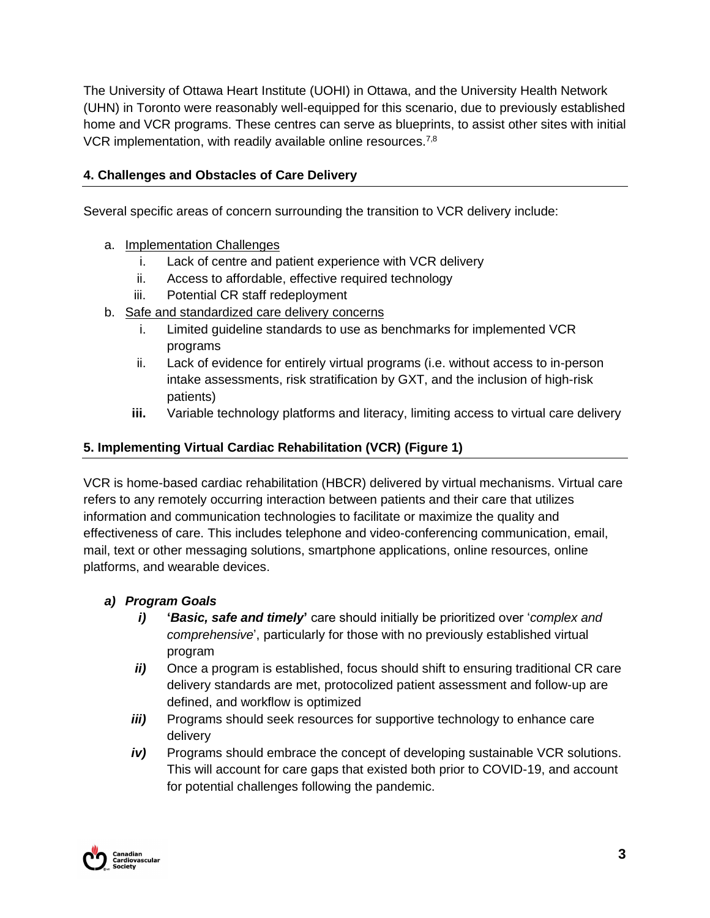The University of Ottawa Heart Institute (UOHI) in Ottawa, and the University Health Network (UHN) in Toronto were reasonably well-equipped for this scenario, due to previously established home and VCR programs. These centres can serve as blueprints, to assist other sites with initial VCR implementation, with readily available online resources.[7,8]

## 4. Challenges and Obstacles of Care Delivery

Several specific areas of concern surrounding the transition to VCR delivery include:

a. Implementation Challenges
    i. Lack of centre and patient experience with VCR delivery
    ii. Access to affordable, effective required technology
    iii. Potential CR staff redeployment
b. Safe and standardized care delivery concerns
    i. Limited guideline standards to use as benchmarks for implemented VCR programs
    ii. Lack of evidence for entirely virtual programs (i.e. without access to in-person intake assessments, risk stratification by GXT, and the inclusion of high-risk patients)
    **iii.** Variable technology platforms and literacy, limiting access to virtual care delivery

## 5. Implementing Virtual Cardiac Rehabilitation (VCR) (Figure 1)

VCR is home-based cardiac rehabilitation (HBCR) delivered by virtual mechanisms. Virtual care refers to any remotely occurring interaction between patients and their care that utilizes information and communication technologies to facilitate or maximize the quality and effectiveness of care. This includes telephone and video-conferencing communication, email, mail, text or other messaging solutions, smartphone applications, online resources, online platforms, and wearable devices.

### *a) Program Goals*

***i)*** **'*Basic, safe and timely*'** care should initially be prioritized over '*complex and comprehensive*', particularly for those with no previously established virtual program

***ii)*** Once a program is established, focus should shift to ensuring traditional CR care delivery standards are met, protocolized patient assessment and follow-up are defined, and workflow is optimized

***iii)*** Programs should seek resources for supportive technology to enhance care delivery

***iv)*** Programs should embrace the concept of developing sustainable VCR solutions. This will account for care gaps that existed both prior to COVID-19, and account for potential challenges following the pandemic.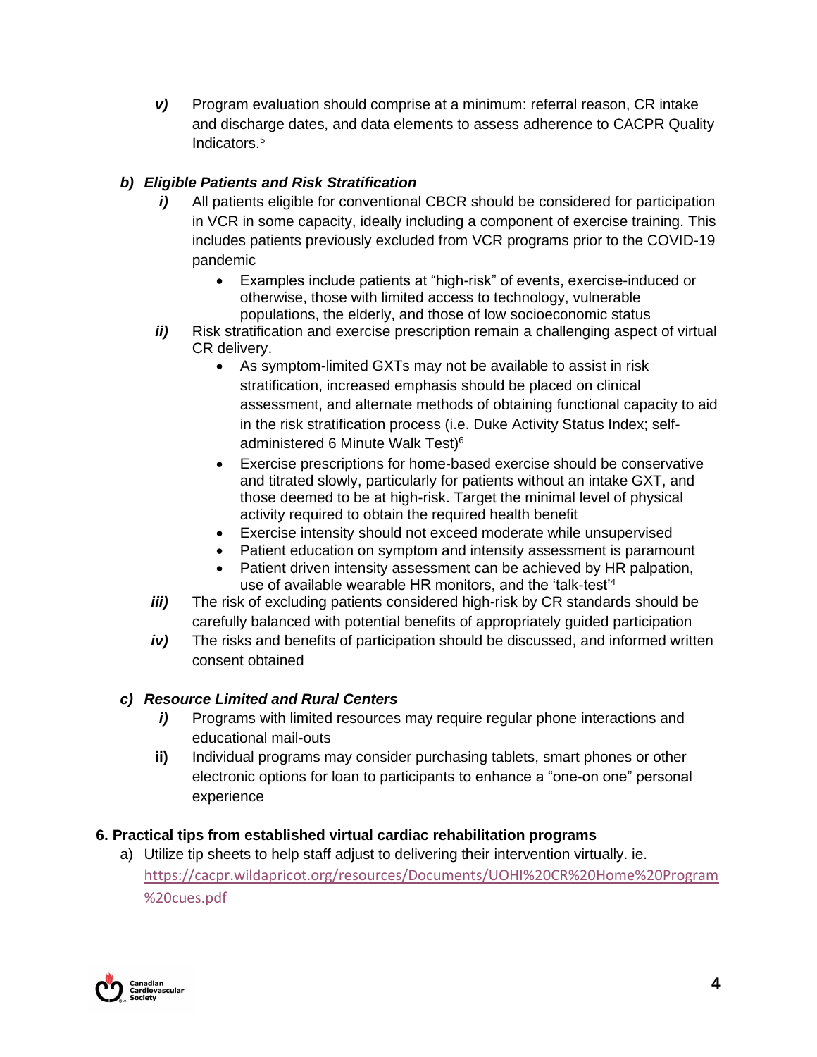***v)*** Program evaluation should comprise at a minimum: referral reason, CR intake and discharge dates, and data elements to assess adherence to CACPR Quality Indicators.[5]

### *b) Eligible Patients and Risk Stratification*

***i)*** All patients eligible for conventional CBCR should be considered for participation in VCR in some capacity, ideally including a component of exercise training. This includes patients previously excluded from VCR programs prior to the COVID-19 pandemic

- Examples include patients at "high-risk" of events, exercise-induced or otherwise, those with limited access to technology, vulnerable populations, the elderly, and those of low socioeconomic status

***ii)*** Risk stratification and exercise prescription remain a challenging aspect of virtual CR delivery.

- As symptom-limited GXTs may not be available to assist in risk stratification, increased emphasis should be placed on clinical assessment, and alternate methods of obtaining functional capacity to aid in the risk stratification process (i.e. Duke Activity Status Index; self-administered 6 Minute Walk Test)[6]
- Exercise prescriptions for home-based exercise should be conservative and titrated slowly, particularly for patients without an intake GXT, and those deemed to be at high-risk. Target the minimal level of physical activity required to obtain the required health benefit
- Exercise intensity should not exceed moderate while unsupervised
- Patient education on symptom and intensity assessment is paramount
- Patient driven intensity assessment can be achieved by HR palpation, use of available wearable HR monitors, and the 'talk-test'[4]

***iii)*** The risk of excluding patients considered high-risk by CR standards should be carefully balanced with potential benefits of appropriately guided participation

***iv)*** The risks and benefits of participation should be discussed, and informed written consent obtained

### *c) Resource Limited and Rural Centers*

***i)*** Programs with limited resources may require regular phone interactions and educational mail-outs

**ii)** Individual programs may consider purchasing tablets, smart phones or other electronic options for loan to participants to enhance a "one-on one" personal experience

## 6. Practical tips from established virtual cardiac rehabilitation programs

a) Utilize tip sheets to help staff adjust to delivering their intervention virtually. ie. https://cacpr.wildapricot.org/resources/Documents/UOHI%20CR%20Home%20Program%20cues.pdf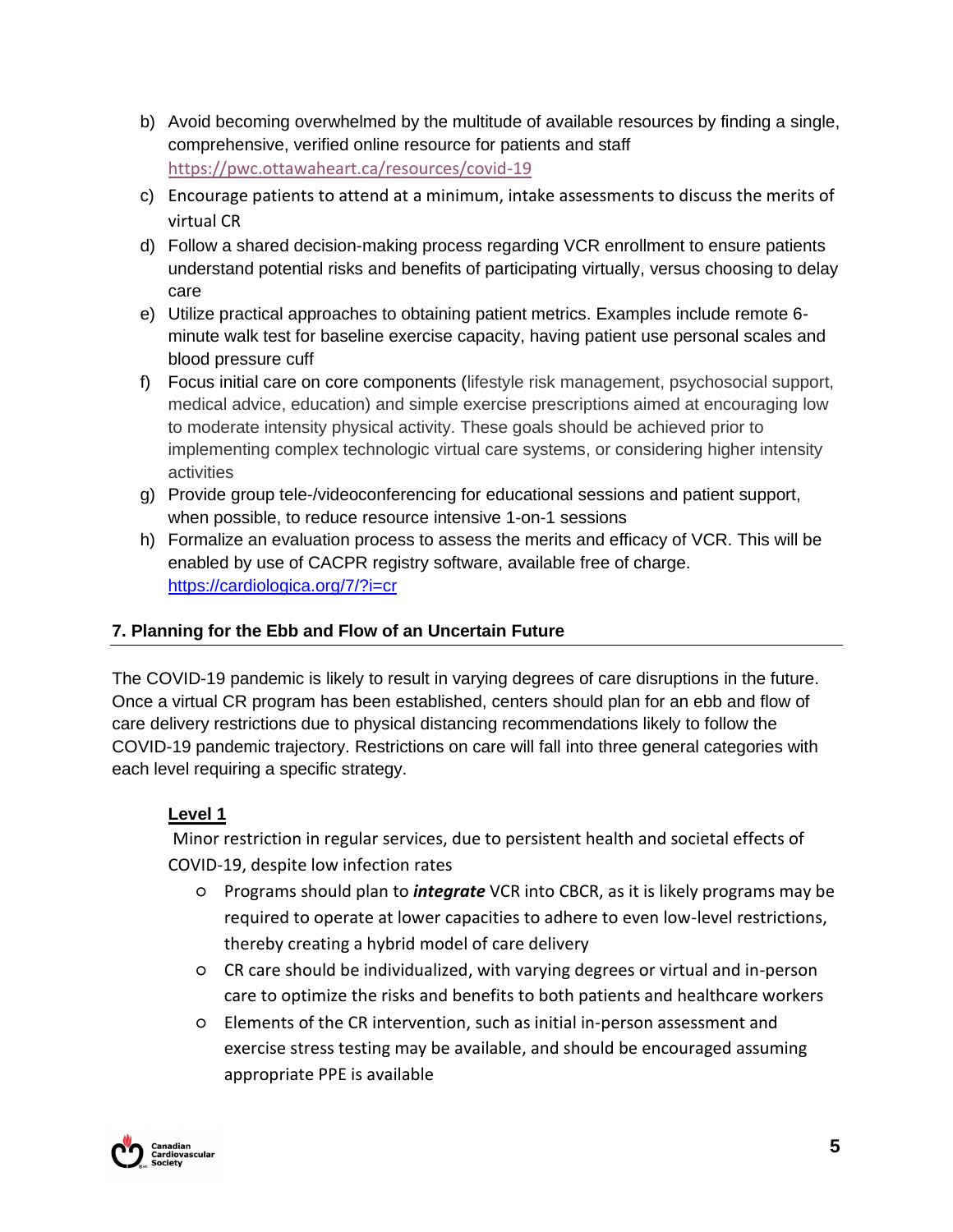b) Avoid becoming overwhelmed by the multitude of available resources by finding a single, comprehensive, verified online resource for patients and staff https://pwc.ottawaheart.ca/resources/covid-19

c) Encourage patients to attend at a minimum, intake assessments to discuss the merits of virtual CR

d) Follow a shared decision-making process regarding VCR enrollment to ensure patients understand potential risks and benefits of participating virtually, versus choosing to delay care

e) Utilize practical approaches to obtaining patient metrics. Examples include remote 6-minute walk test for baseline exercise capacity, having patient use personal scales and blood pressure cuff

f) Focus initial care on core components (lifestyle risk management, psychosocial support, medical advice, education) and simple exercise prescriptions aimed at encouraging low to moderate intensity physical activity. These goals should be achieved prior to implementing complex technologic virtual care systems, or considering higher intensity activities

g) Provide group tele-/videoconferencing for educational sessions and patient support, when possible, to reduce resource intensive 1-on-1 sessions

h) Formalize an evaluation process to assess the merits and efficacy of VCR. This will be enabled by use of CACPR registry software, available free of charge. https://cardiologica.org/7/?i=cr

## 7. Planning for the Ebb and Flow of an Uncertain Future

The COVID-19 pandemic is likely to result in varying degrees of care disruptions in the future. Once a virtual CR program has been established, centers should plan for an ebb and flow of care delivery restrictions due to physical distancing recommendations likely to follow the COVID-19 pandemic trajectory. Restrictions on care will fall into three general categories with each level requiring a specific strategy.

**Level 1**

Minor restriction in regular services, due to persistent health and societal effects of COVID-19, despite low infection rates

- Programs should plan to ***integrate*** VCR into CBCR, as it is likely programs may be required to operate at lower capacities to adhere to even low-level restrictions, thereby creating a hybrid model of care delivery
- CR care should be individualized, with varying degrees or virtual and in-person care to optimize the risks and benefits to both patients and healthcare workers
- Elements of the CR intervention, such as initial in-person assessment and exercise stress testing may be available, and should be encouraged assuming appropriate PPE is available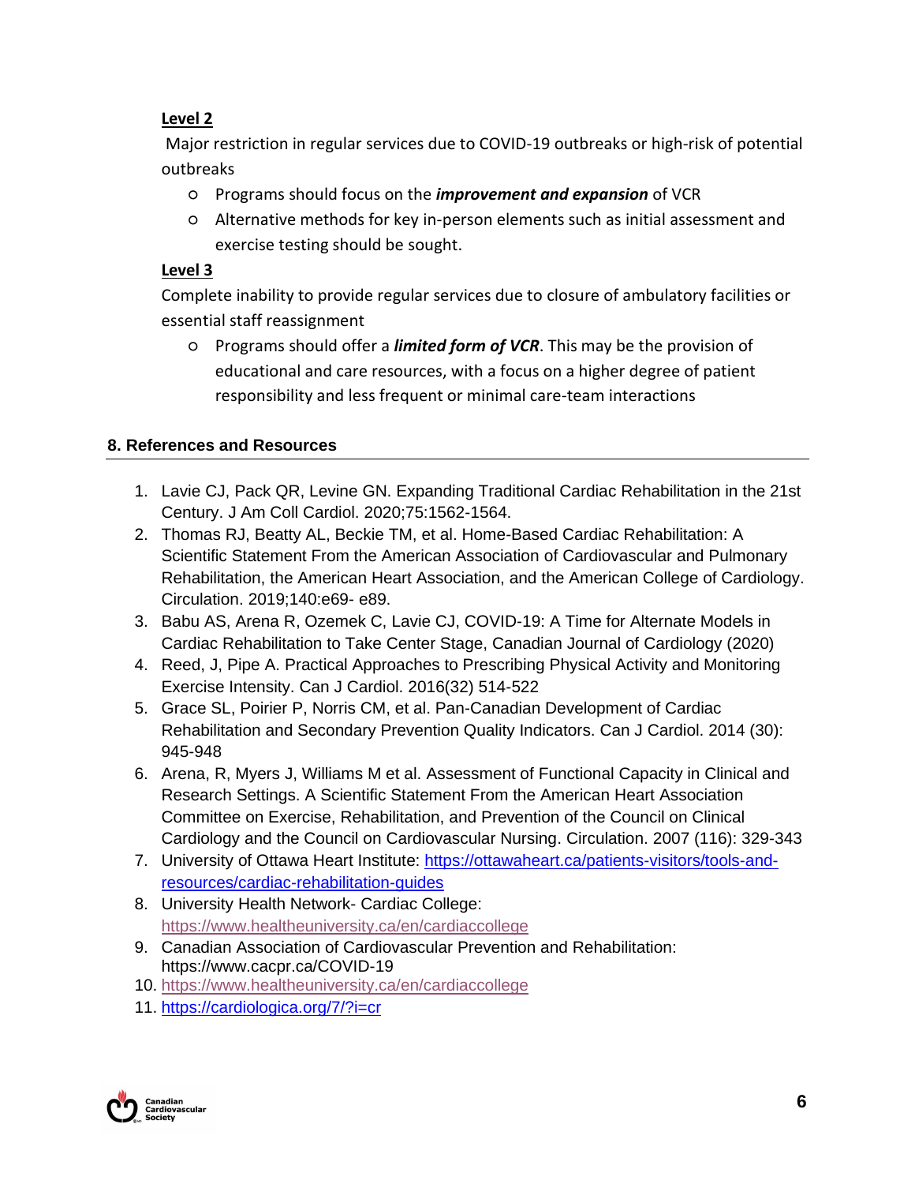**Level 2**

Major restriction in regular services due to COVID-19 outbreaks or high-risk of potential outbreaks

- Programs should focus on the ***improvement and expansion*** of VCR
- Alternative methods for key in-person elements such as initial assessment and exercise testing should be sought.

**Level 3**

Complete inability to provide regular services due to closure of ambulatory facilities or essential staff reassignment

- Programs should offer a ***limited form of VCR***. This may be the provision of educational and care resources, with a focus on a higher degree of patient responsibility and less frequent or minimal care-team interactions

## 8. References and Resources

1. Lavie CJ, Pack QR, Levine GN. Expanding Traditional Cardiac Rehabilitation in the 21st Century. J Am Coll Cardiol. 2020;75:1562-1564.
2. Thomas RJ, Beatty AL, Beckie TM, et al. Home-Based Cardiac Rehabilitation: A Scientific Statement From the American Association of Cardiovascular and Pulmonary Rehabilitation, the American Heart Association, and the American College of Cardiology. Circulation. 2019;140:e69- e89.
3. Babu AS, Arena R, Ozemek C, Lavie CJ, COVID-19: A Time for Alternate Models in Cardiac Rehabilitation to Take Center Stage, Canadian Journal of Cardiology (2020)
4. Reed, J, Pipe A. Practical Approaches to Prescribing Physical Activity and Monitoring Exercise Intensity. Can J Cardiol. 2016(32) 514-522
5. Grace SL, Poirier P, Norris CM, et al. Pan-Canadian Development of Cardiac Rehabilitation and Secondary Prevention Quality Indicators. Can J Cardiol. 2014 (30): 945-948
6. Arena, R, Myers J, Williams M et al. Assessment of Functional Capacity in Clinical and Research Settings. A Scientific Statement From the American Heart Association Committee on Exercise, Rehabilitation, and Prevention of the Council on Clinical Cardiology and the Council on Cardiovascular Nursing. Circulation. 2007 (116): 329-343
7. University of Ottawa Heart Institute: https://ottawaheart.ca/patients-visitors/tools-and-resources/cardiac-rehabilitation-guides
8. University Health Network- Cardiac College: https://www.healtheuniversity.ca/en/cardiaccollege
9. Canadian Association of Cardiovascular Prevention and Rehabilitation: https://www.cacpr.ca/COVID-19
10. https://www.healtheuniversity.ca/en/cardiaccollege
11. https://cardiologica.org/7/?i=cr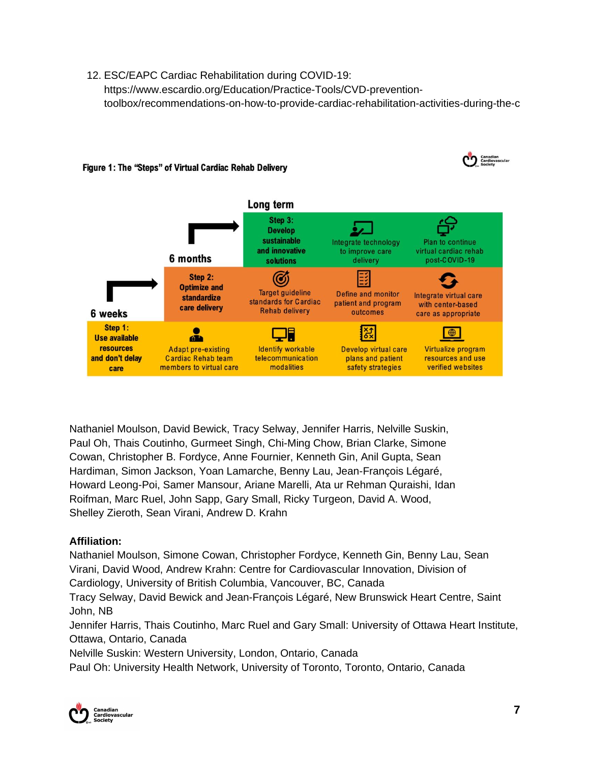12. ESC/EAPC Cardiac Rehabilitation during COVID-19: https://www.escardio.org/Education/Practice-Tools/CVD-prevention-toolbox/recommendations-on-how-to-provide-cardiac-rehabilitation-activities-during-the-c

**Figure 1: The "Steps" of Virtual Cardiac Rehab Delivery**

| | | | | |
|---|---|---|---|---|
| **Long term** — **Step 3: Develop sustainable and innovative solutions** | Integrate technology to improve care delivery | Plan to continue virtual cardiac rehab post-COVID-19 | | |
| **6 months** — **Step 2: Optimize and standardize care delivery** | Target guideline standards for Cardiac Rehab delivery | Define and monitor patient and program outcomes | Integrate virtual care with center-based care as appropriate | |
| **6 weeks** — **Step 1: Use available resources and don't delay care** | Adapt pre-existing Cardiac Rehab team members to virtual care | Identify workable telecommunication modalities | Develop virtual care plans and patient safety strategies | Virtualize program resources and use verified websites |

Nathaniel Moulson, David Bewick, Tracy Selway, Jennifer Harris, Nelville Suskin, Paul Oh, Thais Coutinho, Gurmeet Singh, Chi-Ming Chow, Brian Clarke, Simone Cowan, Christopher B. Fordyce, Anne Fournier, Kenneth Gin, Anil Gupta, Sean Hardiman, Simon Jackson, Yoan Lamarche, Benny Lau, Jean-François Légaré, Howard Leong-Poi, Samer Mansour, Ariane Marelli, Ata ur Rehman Quraishi, Idan Roifman, Marc Ruel, John Sapp, Gary Small, Ricky Turgeon, David A. Wood, Shelley Zieroth, Sean Virani, Andrew D. Krahn

**Affiliation:**

Nathaniel Moulson, Simone Cowan, Christopher Fordyce, Kenneth Gin, Benny Lau, Sean Virani, David Wood, Andrew Krahn: Centre for Cardiovascular Innovation, Division of Cardiology, University of British Columbia, Vancouver, BC, Canada

Tracy Selway, David Bewick and Jean-François Légaré, New Brunswick Heart Centre, Saint John, NB

Jennifer Harris, Thais Coutinho, Marc Ruel and Gary Small: University of Ottawa Heart Institute, Ottawa, Ontario, Canada

Nelville Suskin: Western University, London, Ontario, Canada

Paul Oh: University Health Network, University of Toronto, Toronto, Ontario, Canada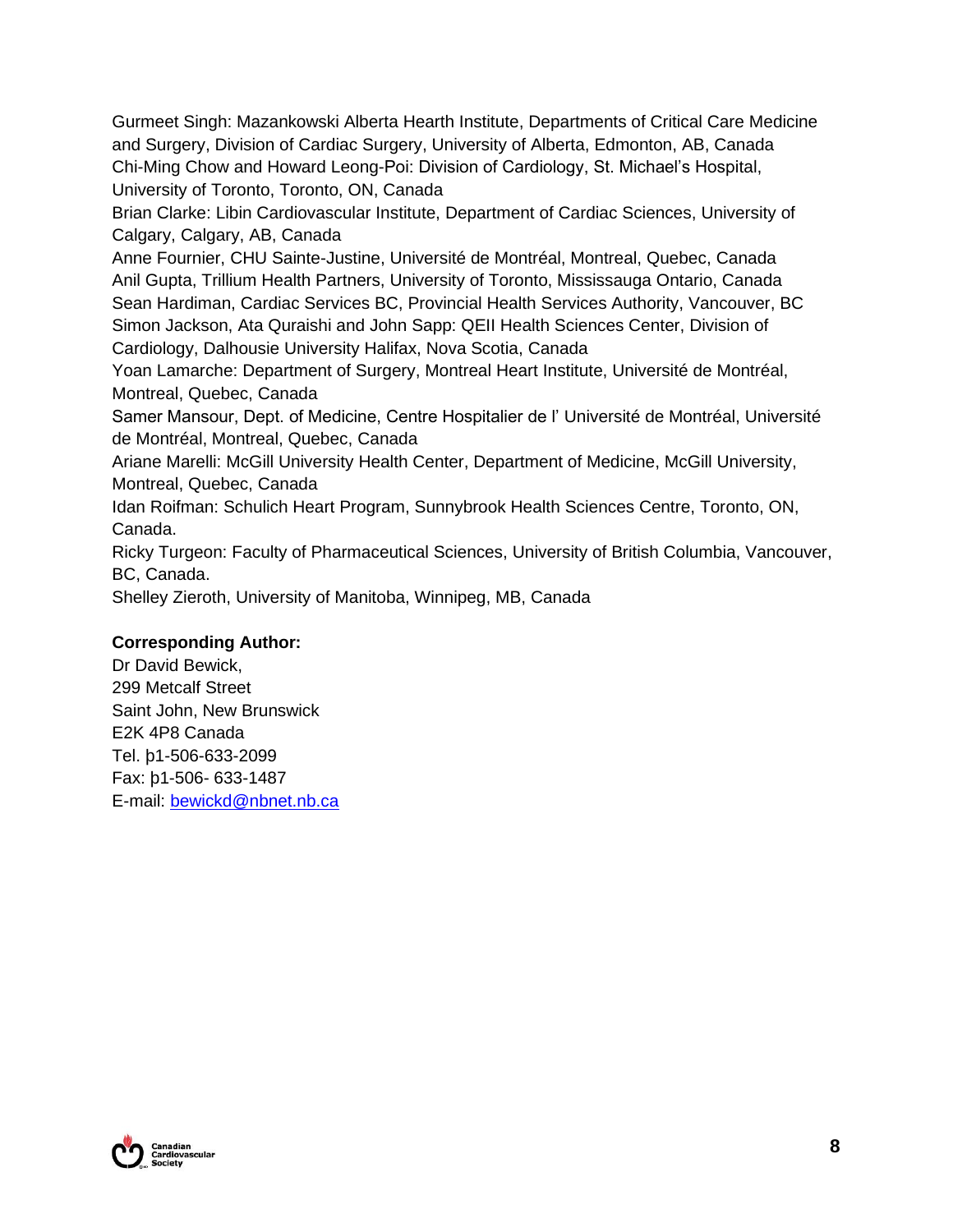Gurmeet Singh: Mazankowski Alberta Hearth Institute, Departments of Critical Care Medicine and Surgery, Division of Cardiac Surgery, University of Alberta, Edmonton, AB, Canada
Chi-Ming Chow and Howard Leong-Poi: Division of Cardiology, St. Michael's Hospital, University of Toronto, Toronto, ON, Canada
Brian Clarke: Libin Cardiovascular Institute, Department of Cardiac Sciences, University of Calgary, Calgary, AB, Canada
Anne Fournier, CHU Sainte-Justine, Université de Montréal, Montreal, Quebec, Canada
Anil Gupta, Trillium Health Partners, University of Toronto, Mississauga Ontario, Canada
Sean Hardiman, Cardiac Services BC, Provincial Health Services Authority, Vancouver, BC
Simon Jackson, Ata Quraishi and John Sapp: QEII Health Sciences Center, Division of Cardiology, Dalhousie University Halifax, Nova Scotia, Canada
Yoan Lamarche: Department of Surgery, Montreal Heart Institute, Université de Montréal, Montreal, Quebec, Canada
Samer Mansour, Dept. of Medicine, Centre Hospitalier de l' Université de Montréal, Université de Montréal, Montreal, Quebec, Canada
Ariane Marelli: McGill University Health Center, Department of Medicine, McGill University, Montreal, Quebec, Canada
Idan Roifman: Schulich Heart Program, Sunnybrook Health Sciences Centre, Toronto, ON, Canada.
Ricky Turgeon: Faculty of Pharmaceutical Sciences, University of British Columbia, Vancouver, BC, Canada.
Shelley Zieroth, University of Manitoba, Winnipeg, MB, Canada

**Corresponding Author:**
Dr David Bewick,
299 Metcalf Street
Saint John, New Brunswick
E2K 4P8 Canada
Tel. þ1-506-633-2099
Fax: þ1-506- 633-1487
E-mail: bewickd@nbnet.nb.ca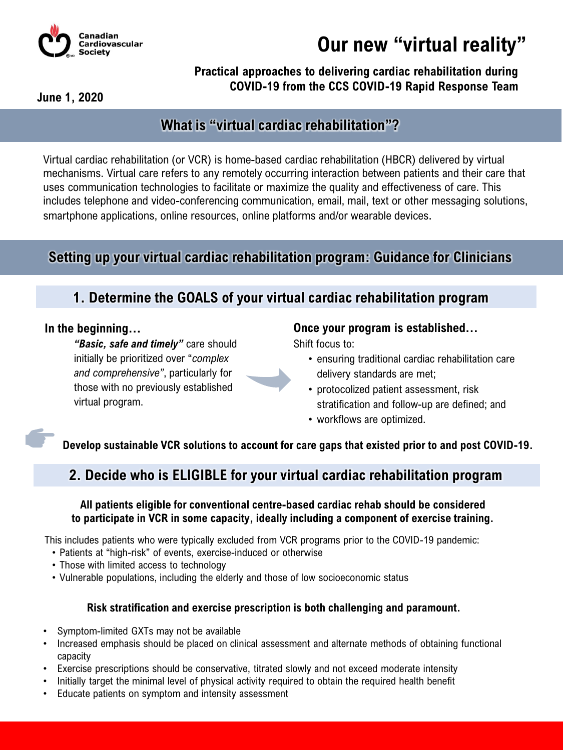Canadian Cardiovascular Society

# Our new "virtual reality"

**Practical approaches to delivering cardiac rehabilitation during COVID-19 from the CCS COVID-19 Rapid Response Team**

**June 1, 2020**

## What is "virtual cardiac rehabilitation"?

Virtual cardiac rehabilitation (or VCR) is home-based cardiac rehabilitation (HBCR) delivered by virtual mechanisms. Virtual care refers to any remotely occurring interaction between patients and their care that uses communication technologies to facilitate or maximize the quality and effectiveness of care. This includes telephone and video-conferencing communication, email, mail, text or other messaging solutions, smartphone applications, online resources, online platforms and/or wearable devices.

## Setting up your virtual cardiac rehabilitation program: Guidance for Clinicians

### 1. Determine the GOALS of your virtual cardiac rehabilitation program

**In the beginning…**

***"Basic, safe and timely"*** care should initially be prioritized over "*complex and comprehensive"*, particularly for those with no previously established virtual program.

**Once your program is established…**

Shift focus to:

- ensuring traditional cardiac rehabilitation care delivery standards are met;
- protocolized patient assessment, risk stratification and follow-up are defined; and
- workflows are optimized.

**Develop sustainable VCR solutions to account for care gaps that existed prior to and post COVID-19.**

### 2. Decide who is ELIGIBLE for your virtual cardiac rehabilitation program

**All patients eligible for conventional centre-based cardiac rehab should be considered to participate in VCR in some capacity, ideally including a component of exercise training.**

This includes patients who were typically excluded from VCR programs prior to the COVID-19 pandemic:

- Patients at "high-risk" of events, exercise-induced or otherwise
- Those with limited access to technology
- Vulnerable populations, including the elderly and those of low socioeconomic status

**Risk stratification and exercise prescription is both challenging and paramount.**

- Symptom-limited GXTs may not be available
- Increased emphasis should be placed on clinical assessment and alternate methods of obtaining functional capacity
- Exercise prescriptions should be conservative, titrated slowly and not exceed moderate intensity
- Initially target the minimal level of physical activity required to obtain the required health benefit
- Educate patients on symptom and intensity assessment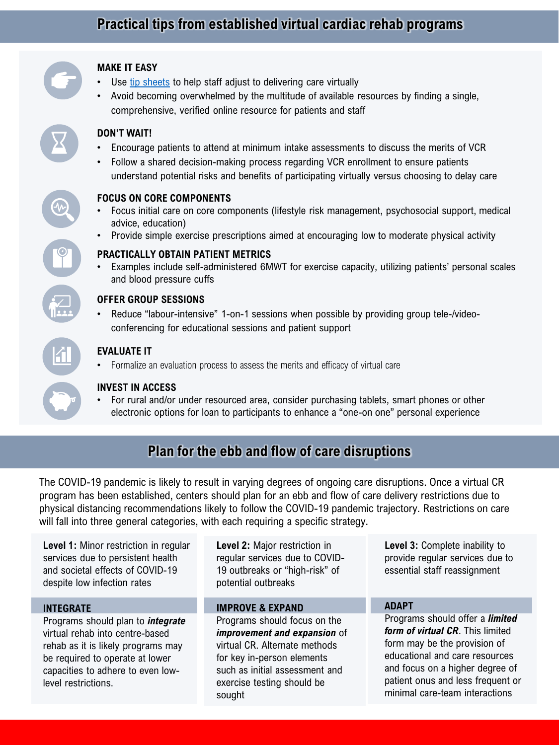## Practical tips from established virtual cardiac rehab programs

### MAKE IT EASY

- Use tip sheets to help staff adjust to delivering care virtually
- Avoid becoming overwhelmed by the multitude of available resources by finding a single, comprehensive, verified online resource for patients and staff

### DON'T WAIT!

- Encourage patients to attend at minimum intake assessments to discuss the merits of VCR
- Follow a shared decision-making process regarding VCR enrollment to ensure patients understand potential risks and benefits of participating virtually versus choosing to delay care

### FOCUS ON CORE COMPONENTS

- Focus initial care on core components (lifestyle risk management, psychosocial support, medical advice, education)
- Provide simple exercise prescriptions aimed at encouraging low to moderate physical activity

### PRACTICALLY OBTAIN PATIENT METRICS

- Examples include self-administered 6MWT for exercise capacity, utilizing patients' personal scales and blood pressure cuffs

### OFFER GROUP SESSIONS

- Reduce "labour-intensive" 1-on-1 sessions when possible by providing group tele-/video-conferencing for educational sessions and patient support

### EVALUATE IT

- Formalize an evaluation process to assess the merits and efficacy of virtual care

### INVEST IN ACCESS

- For rural and/or under resourced area, consider purchasing tablets, smart phones or other electronic options for loan to participants to enhance a "one-on one" personal experience

## Plan for the ebb and flow of care disruptions

The COVID-19 pandemic is likely to result in varying degrees of ongoing care disruptions. Once a virtual CR program has been established, centers should plan for an ebb and flow of care delivery restrictions due to physical distancing recommendations likely to follow the COVID-19 pandemic trajectory. Restrictions on care will fall into three general categories, with each requiring a specific strategy.

**Level 1:** Minor restriction in regular services due to persistent health and societal effects of COVID-19 despite low infection rates

**INTEGRATE**

Programs should plan to ***integrate*** virtual rehab into centre-based rehab as it is likely programs may be required to operate at lower capacities to adhere to even low-level restrictions.

**Level 2:** Major restriction in regular services due to COVID-19 outbreaks or "high-risk" of potential outbreaks

**IMPROVE & EXPAND**

Programs should focus on the ***improvement and expansion*** of virtual CR. Alternate methods for key in-person elements such as initial assessment and exercise testing should be sought

**Level 3:** Complete inability to provide regular services due to essential staff reassignment

**ADAPT**

Programs should offer a ***limited form of virtual CR***. This limited form may be the provision of educational and care resources and focus on a higher degree of patient onus and less frequent or minimal care-team interactions